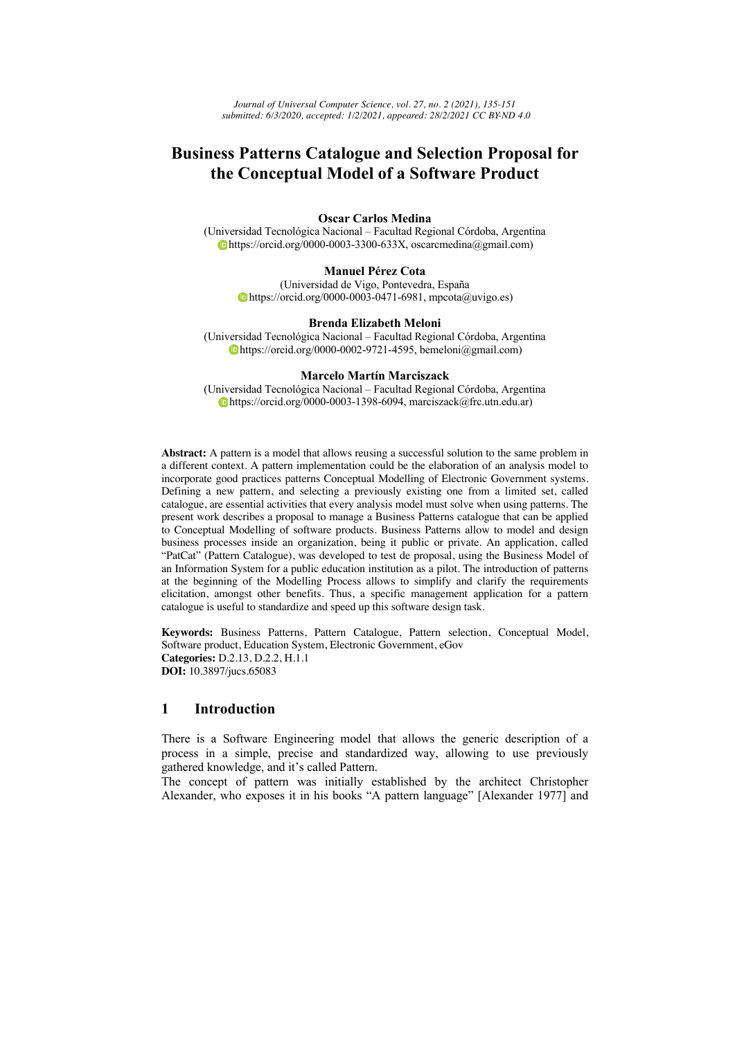# Business Patterns Catalogue and Selection Proposal for the Conceptual Model of a Software Product

**Oscar Carlos Medina**
(Universidad Tecnológica Nacional – Facultad Regional Córdoba, Argentina
https://orcid.org/0000-0003-3300-633X, oscarcmedina@gmail.com)

**Manuel Pérez Cota**
(Universidad de Vigo, Pontevedra, España
https://orcid.org/0000-0003-0471-6981, mpcota@uvigo.es)

**Brenda Elizabeth Meloni**
(Universidad Tecnológica Nacional – Facultad Regional Córdoba, Argentina
https://orcid.org/0000-0002-9721-4595, bemeloni@gmail.com)

**Marcelo Martín Marciszack**
(Universidad Tecnológica Nacional – Facultad Regional Córdoba, Argentina
https://orcid.org/0000-0003-1398-6094, marciszack@frc.utn.edu.ar)

**Abstract:** A pattern is a model that allows reusing a successful solution to the same problem in a different context. A pattern implementation could be the elaboration of an analysis model to incorporate good practices patterns Conceptual Modelling of Electronic Government systems. Defining a new pattern, and selecting a previously existing one from a limited set, called catalogue, are essential activities that every analysis model must solve when using patterns. The present work describes a proposal to manage a Business Patterns catalogue that can be applied to Conceptual Modelling of software products. Business Patterns allow to model and design business processes inside an organization, being it public or private. An application, called "PatCat" (Pattern Catalogue), was developed to test de proposal, using the Business Model of an Information System for a public education institution as a pilot. The introduction of patterns at the beginning of the Modelling Process allows to simplify and clarify the requirements elicitation, amongst other benefits. Thus, a specific management application for a pattern catalogue is useful to standardize and speed up this software design task.

**Keywords:** Business Patterns, Pattern Catalogue, Pattern selection, Conceptual Model, Software product, Education System, Electronic Government, eGov
**Categories:** D.2.13, D.2.2, H.1.1
**DOI:** 10.3897/jucs.65083

## 1 Introduction

There is a Software Engineering model that allows the generic description of a process in a simple, precise and standardized way, allowing to use previously gathered knowledge, and it's called Pattern.

The concept of pattern was initially established by the architect Christopher Alexander, who exposes it in his books "A pattern language" [Alexander 1977] and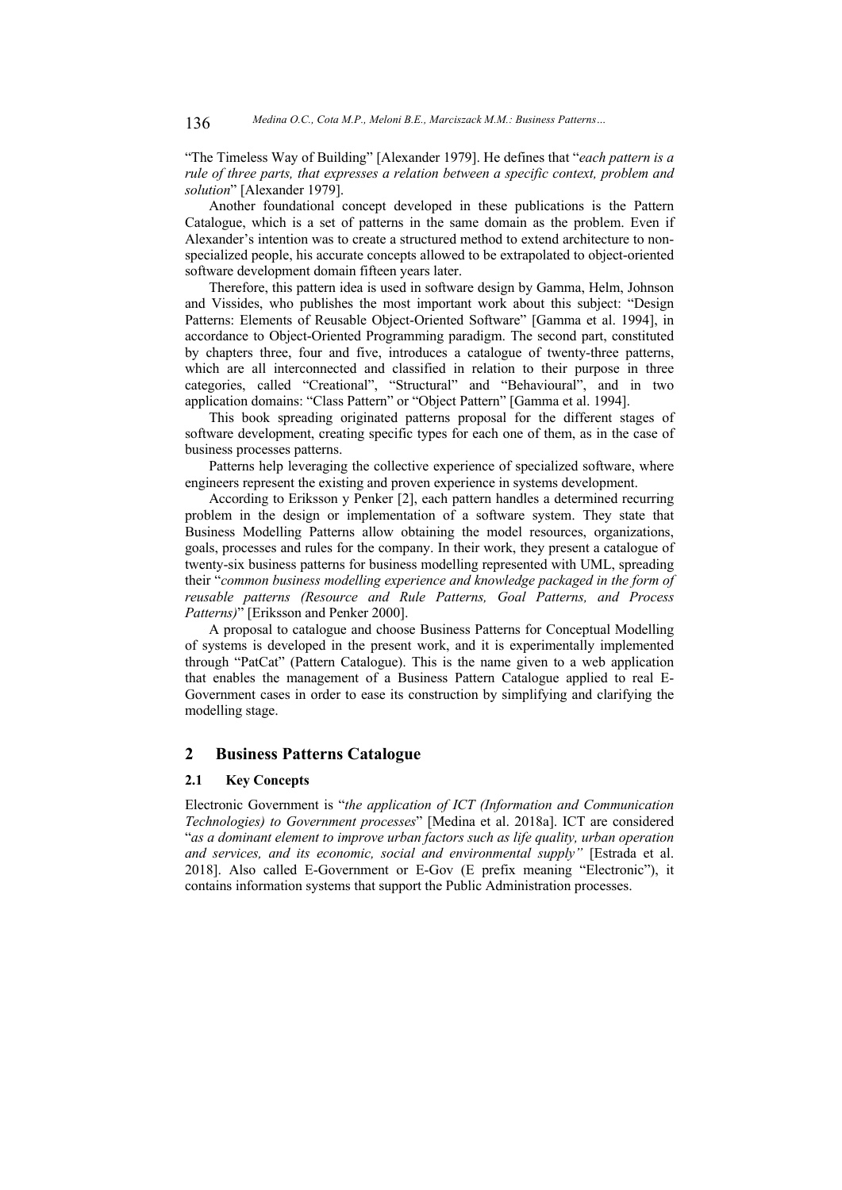"The Timeless Way of Building" [Alexander 1979]. He defines that "*each pattern is a rule of three parts, that expresses a relation between a specific context, problem and solution*" [Alexander 1979].

Another foundational concept developed in these publications is the Pattern Catalogue, which is a set of patterns in the same domain as the problem. Even if Alexander's intention was to create a structured method to extend architecture to non-specialized people, his accurate concepts allowed to be extrapolated to object-oriented software development domain fifteen years later.

Therefore, this pattern idea is used in software design by Gamma, Helm, Johnson and Vissides, who publishes the most important work about this subject: "Design Patterns: Elements of Reusable Object-Oriented Software" [Gamma et al. 1994], in accordance to Object-Oriented Programming paradigm. The second part, constituted by chapters three, four and five, introduces a catalogue of twenty-three patterns, which are all interconnected and classified in relation to their purpose in three categories, called "Creational", "Structural" and "Behavioural", and in two application domains: "Class Pattern" or "Object Pattern" [Gamma et al. 1994].

This book spreading originated patterns proposal for the different stages of software development, creating specific types for each one of them, as in the case of business processes patterns.

Patterns help leveraging the collective experience of specialized software, where engineers represent the existing and proven experience in systems development.

According to Eriksson y Penker [2], each pattern handles a determined recurring problem in the design or implementation of a software system. They state that Business Modelling Patterns allow obtaining the model resources, organizations, goals, processes and rules for the company. In their work, they present a catalogue of twenty-six business patterns for business modelling represented with UML, spreading their "*common business modelling experience and knowledge packaged in the form of reusable patterns (Resource and Rule Patterns, Goal Patterns, and Process Patterns)*" [Eriksson and Penker 2000].

A proposal to catalogue and choose Business Patterns for Conceptual Modelling of systems is developed in the present work, and it is experimentally implemented through "PatCat" (Pattern Catalogue). This is the name given to a web application that enables the management of a Business Pattern Catalogue applied to real E-Government cases in order to ease its construction by simplifying and clarifying the modelling stage.

## 2 Business Patterns Catalogue

### 2.1 Key Concepts

Electronic Government is "*the application of ICT (Information and Communication Technologies) to Government processes*" [Medina et al. 2018a]. ICT are considered "*as a dominant element to improve urban factors such as life quality, urban operation and services, and its economic, social and environmental supply"* [Estrada et al. 2018]. Also called E-Government or E-Gov (E prefix meaning "Electronic"), it contains information systems that support the Public Administration processes.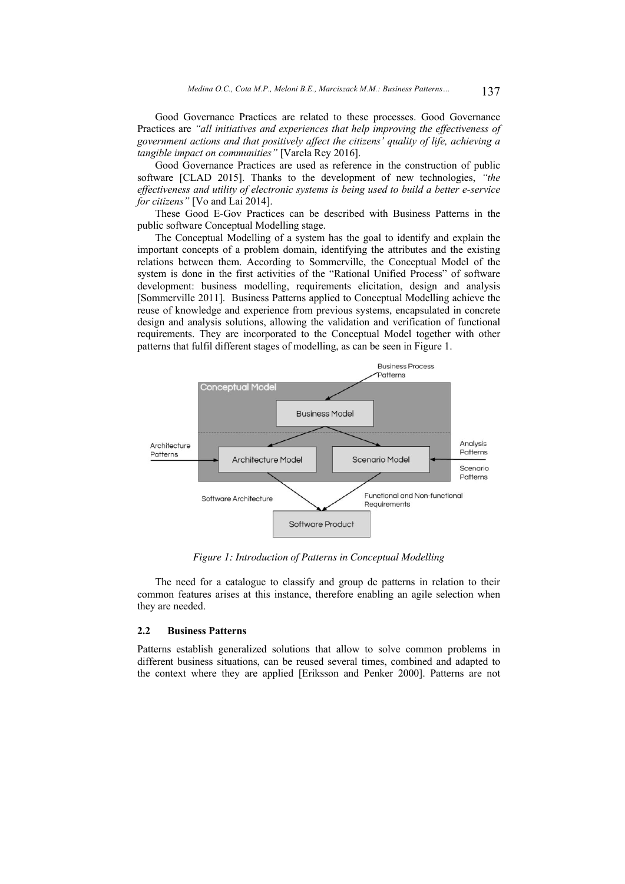Good Governance Practices are related to these processes. Good Governance Practices are *"all initiatives and experiences that help improving the effectiveness of government actions and that positively affect the citizens' quality of life, achieving a tangible impact on communities"* [Varela Rey 2016].

Good Governance Practices are used as reference in the construction of public software [CLAD 2015]. Thanks to the development of new technologies, *"the effectiveness and utility of electronic systems is being used to build a better e-service for citizens"* [Vo and Lai 2014].

These Good E-Gov Practices can be described with Business Patterns in the public software Conceptual Modelling stage.

The Conceptual Modelling of a system has the goal to identify and explain the important concepts of a problem domain, identifying the attributes and the existing relations between them. According to Sommerville, the Conceptual Model of the system is done in the first activities of the "Rational Unified Process" of software development: business modelling, requirements elicitation, design and analysis [Sommerville 2011]. Business Patterns applied to Conceptual Modelling achieve the reuse of knowledge and experience from previous systems, encapsulated in concrete design and analysis solutions, allowing the validation and verification of functional requirements. They are incorporated to the Conceptual Model together with other patterns that fulfil different stages of modelling, as can be seen in Figure 1.

*Figure 1: Introduction of Patterns in Conceptual Modelling*

The need for a catalogue to classify and group de patterns in relation to their common features arises at this instance, therefore enabling an agile selection when they are needed.

### 2.2 Business Patterns

Patterns establish generalized solutions that allow to solve common problems in different business situations, can be reused several times, combined and adapted to the context where they are applied [Eriksson and Penker 2000]. Patterns are not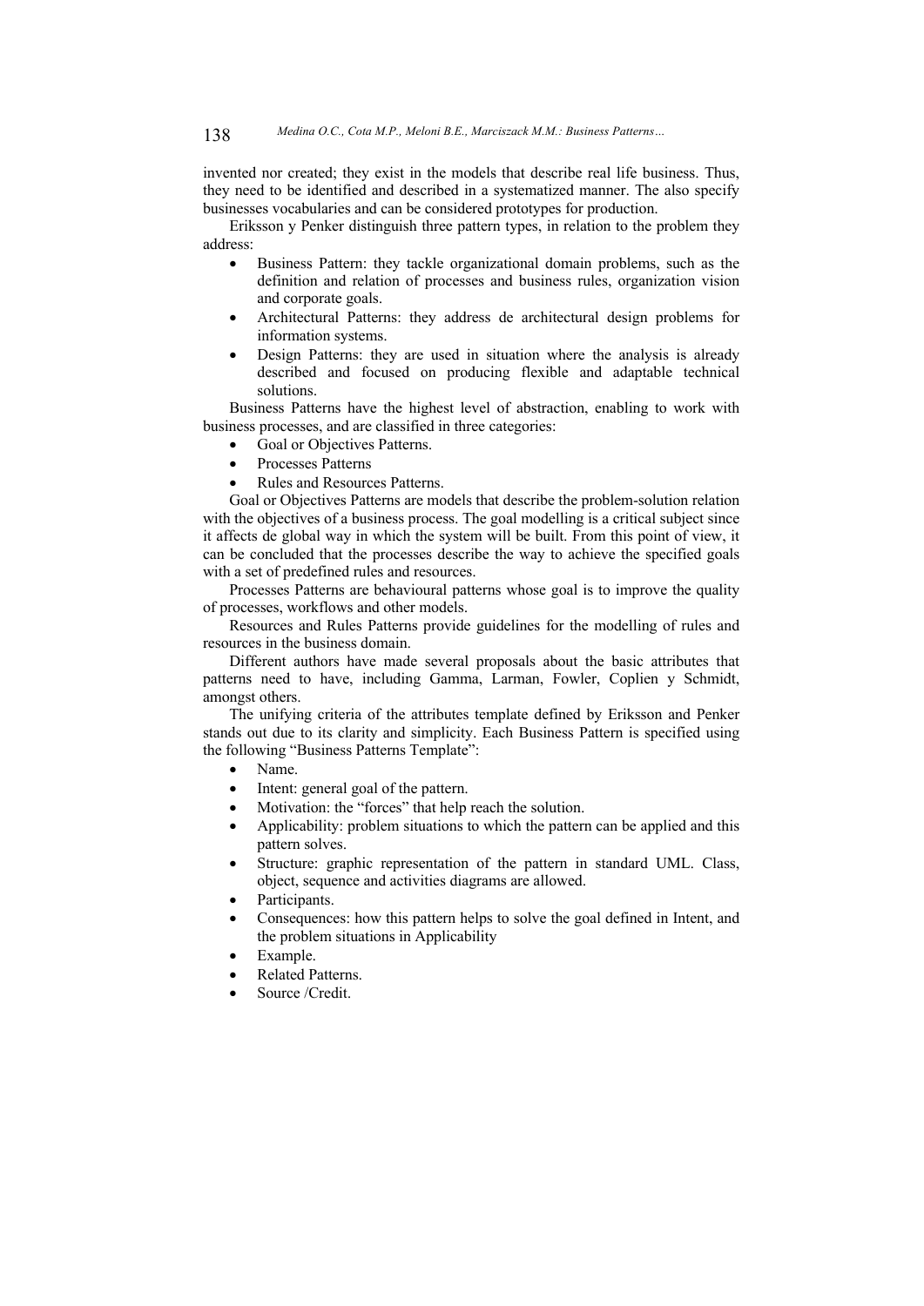invented nor created; they exist in the models that describe real life business. Thus, they need to be identified and described in a systematized manner. The also specify businesses vocabularies and can be considered prototypes for production.

Eriksson y Penker distinguish three pattern types, in relation to the problem they address:

- Business Pattern: they tackle organizational domain problems, such as the definition and relation of processes and business rules, organization vision and corporate goals.
- Architectural Patterns: they address de architectural design problems for information systems.
- Design Patterns: they are used in situation where the analysis is already described and focused on producing flexible and adaptable technical solutions.

Business Patterns have the highest level of abstraction, enabling to work with business processes, and are classified in three categories:

- Goal or Objectives Patterns.
- Processes Patterns
- Rules and Resources Patterns.

Goal or Objectives Patterns are models that describe the problem-solution relation with the objectives of a business process. The goal modelling is a critical subject since it affects de global way in which the system will be built. From this point of view, it can be concluded that the processes describe the way to achieve the specified goals with a set of predefined rules and resources.

Processes Patterns are behavioural patterns whose goal is to improve the quality of processes, workflows and other models.

Resources and Rules Patterns provide guidelines for the modelling of rules and resources in the business domain.

Different authors have made several proposals about the basic attributes that patterns need to have, including Gamma, Larman, Fowler, Coplien y Schmidt, amongst others.

The unifying criteria of the attributes template defined by Eriksson and Penker stands out due to its clarity and simplicity. Each Business Pattern is specified using the following "Business Patterns Template":

- Name.
- Intent: general goal of the pattern.
- Motivation: the "forces" that help reach the solution.
- Applicability: problem situations to which the pattern can be applied and this pattern solves.
- Structure: graphic representation of the pattern in standard UML. Class, object, sequence and activities diagrams are allowed.
- Participants.
- Consequences: how this pattern helps to solve the goal defined in Intent, and the problem situations in Applicability
- Example.
- Related Patterns.
- Source /Credit.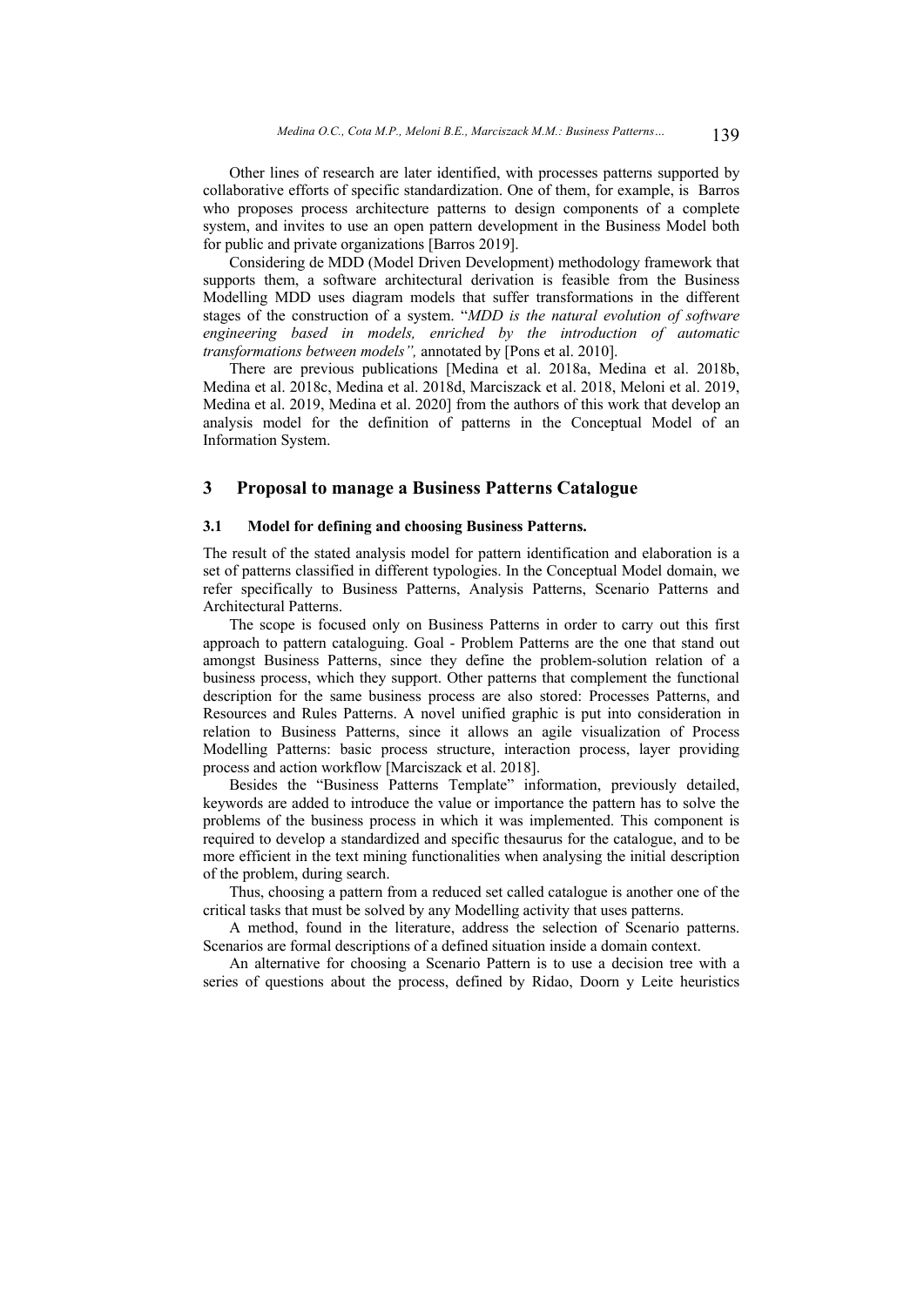Other lines of research are later identified, with processes patterns supported by collaborative efforts of specific standardization. One of them, for example, is Barros who proposes process architecture patterns to design components of a complete system, and invites to use an open pattern development in the Business Model both for public and private organizations [Barros 2019].

Considering de MDD (Model Driven Development) methodology framework that supports them, a software architectural derivation is feasible from the Business Modelling MDD uses diagram models that suffer transformations in the different stages of the construction of a system. "*MDD is the natural evolution of software engineering based in models, enriched by the introduction of automatic transformations between models",* annotated by [Pons et al. 2010].

There are previous publications [Medina et al. 2018a, Medina et al. 2018b, Medina et al. 2018c, Medina et al. 2018d, Marciszack et al. 2018, Meloni et al. 2019, Medina et al. 2019, Medina et al. 2020] from the authors of this work that develop an analysis model for the definition of patterns in the Conceptual Model of an Information System.

## 3 Proposal to manage a Business Patterns Catalogue

### 3.1 Model for defining and choosing Business Patterns.

The result of the stated analysis model for pattern identification and elaboration is a set of patterns classified in different typologies. In the Conceptual Model domain, we refer specifically to Business Patterns, Analysis Patterns, Scenario Patterns and Architectural Patterns.

The scope is focused only on Business Patterns in order to carry out this first approach to pattern cataloguing. Goal - Problem Patterns are the one that stand out amongst Business Patterns, since they define the problem-solution relation of a business process, which they support. Other patterns that complement the functional description for the same business process are also stored: Processes Patterns, and Resources and Rules Patterns. A novel unified graphic is put into consideration in relation to Business Patterns, since it allows an agile visualization of Process Modelling Patterns: basic process structure, interaction process, layer providing process and action workflow [Marciszack et al. 2018].

Besides the "Business Patterns Template" information, previously detailed, keywords are added to introduce the value or importance the pattern has to solve the problems of the business process in which it was implemented. This component is required to develop a standardized and specific thesaurus for the catalogue, and to be more efficient in the text mining functionalities when analysing the initial description of the problem, during search.

Thus, choosing a pattern from a reduced set called catalogue is another one of the critical tasks that must be solved by any Modelling activity that uses patterns.

A method, found in the literature, address the selection of Scenario patterns. Scenarios are formal descriptions of a defined situation inside a domain context.

An alternative for choosing a Scenario Pattern is to use a decision tree with a series of questions about the process, defined by Ridao, Doorn y Leite heuristics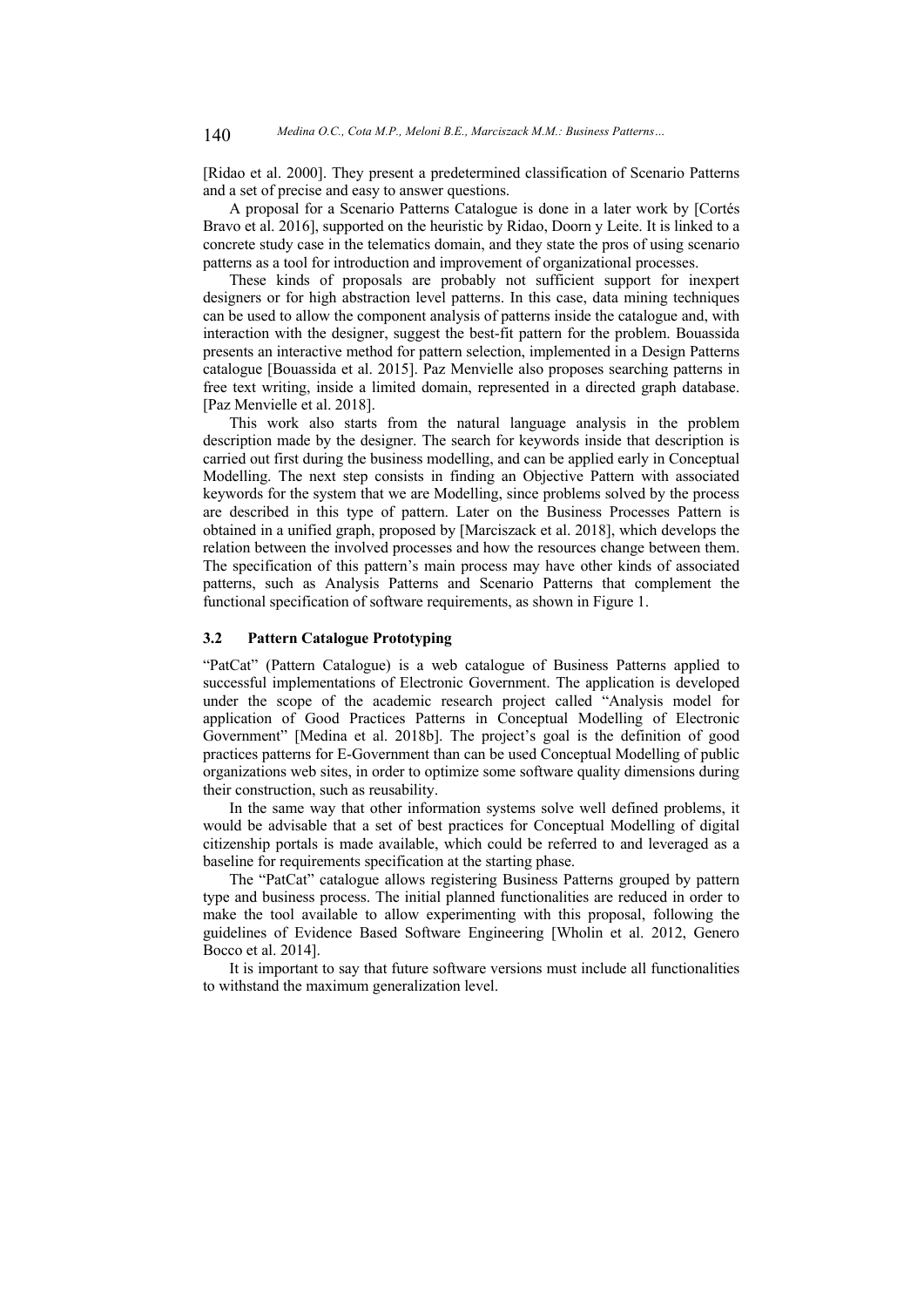[Ridao et al. 2000]. They present a predetermined classification of Scenario Patterns and a set of precise and easy to answer questions.

A proposal for a Scenario Patterns Catalogue is done in a later work by [Cortés Bravo et al. 2016], supported on the heuristic by Ridao, Doorn y Leite. It is linked to a concrete study case in the telematics domain, and they state the pros of using scenario patterns as a tool for introduction and improvement of organizational processes.

These kinds of proposals are probably not sufficient support for inexpert designers or for high abstraction level patterns. In this case, data mining techniques can be used to allow the component analysis of patterns inside the catalogue and, with interaction with the designer, suggest the best-fit pattern for the problem. Bouassida presents an interactive method for pattern selection, implemented in a Design Patterns catalogue [Bouassida et al. 2015]. Paz Menvielle also proposes searching patterns in free text writing, inside a limited domain, represented in a directed graph database. [Paz Menvielle et al. 2018].

This work also starts from the natural language analysis in the problem description made by the designer. The search for keywords inside that description is carried out first during the business modelling, and can be applied early in Conceptual Modelling. The next step consists in finding an Objective Pattern with associated keywords for the system that we are Modelling, since problems solved by the process are described in this type of pattern. Later on the Business Processes Pattern is obtained in a unified graph, proposed by [Marciszack et al. 2018], which develops the relation between the involved processes and how the resources change between them. The specification of this pattern's main process may have other kinds of associated patterns, such as Analysis Patterns and Scenario Patterns that complement the functional specification of software requirements, as shown in Figure 1.

### 3.2 Pattern Catalogue Prototyping

"PatCat" (Pattern Catalogue) is a web catalogue of Business Patterns applied to successful implementations of Electronic Government. The application is developed under the scope of the academic research project called "Analysis model for application of Good Practices Patterns in Conceptual Modelling of Electronic Government" [Medina et al. 2018b]. The project's goal is the definition of good practices patterns for E-Government than can be used Conceptual Modelling of public organizations web sites, in order to optimize some software quality dimensions during their construction, such as reusability.

In the same way that other information systems solve well defined problems, it would be advisable that a set of best practices for Conceptual Modelling of digital citizenship portals is made available, which could be referred to and leveraged as a baseline for requirements specification at the starting phase.

The "PatCat" catalogue allows registering Business Patterns grouped by pattern type and business process. The initial planned functionalities are reduced in order to make the tool available to allow experimenting with this proposal, following the guidelines of Evidence Based Software Engineering [Wholin et al. 2012, Genero Bocco et al. 2014].

It is important to say that future software versions must include all functionalities to withstand the maximum generalization level.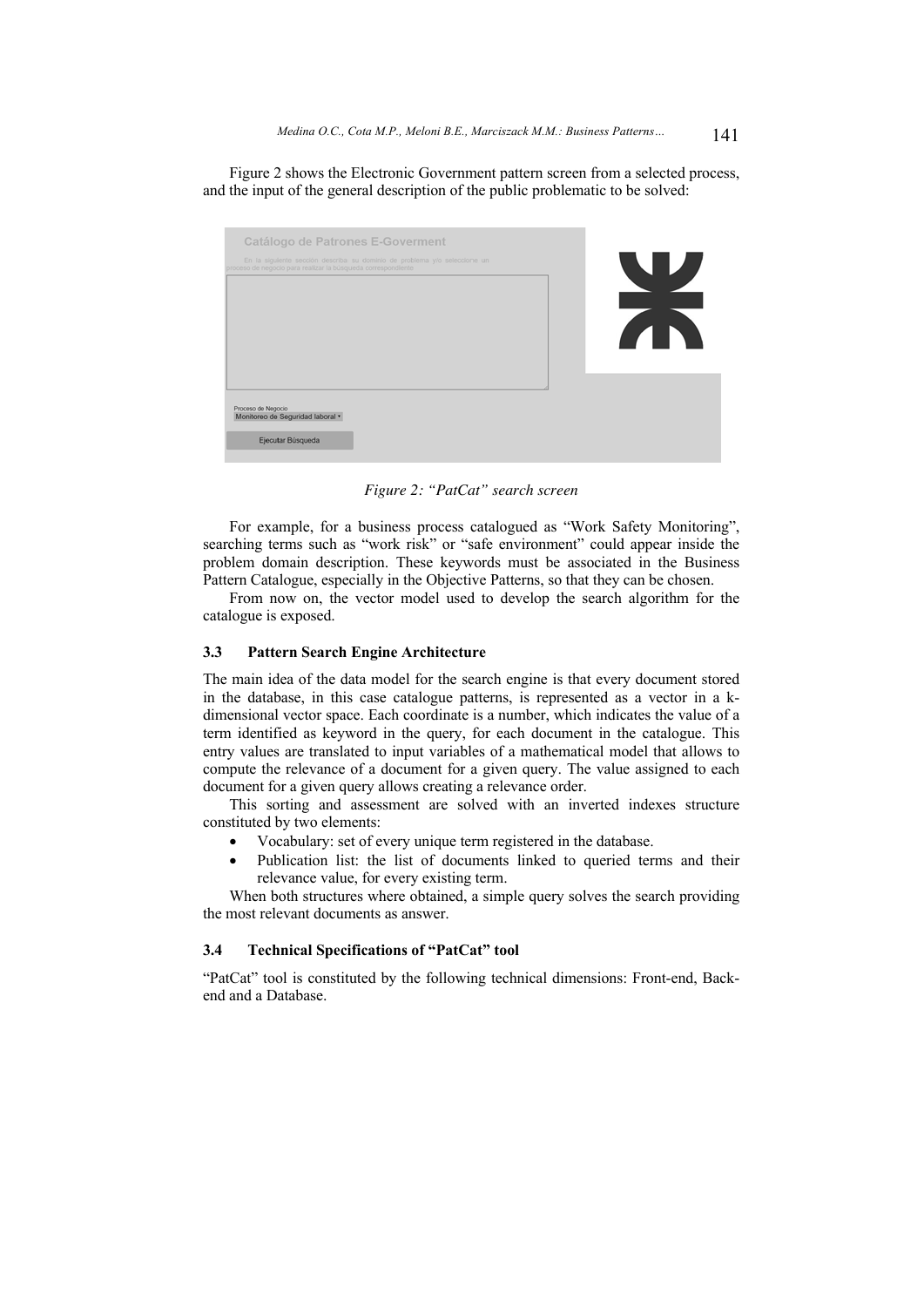Figure 2 shows the Electronic Government pattern screen from a selected process, and the input of the general description of the public problematic to be solved:

*Figure 2: "PatCat" search screen*

For example, for a business process catalogued as "Work Safety Monitoring", searching terms such as "work risk" or "safe environment" could appear inside the problem domain description. These keywords must be associated in the Business Pattern Catalogue, especially in the Objective Patterns, so that they can be chosen.

From now on, the vector model used to develop the search algorithm for the catalogue is exposed.

### 3.3 Pattern Search Engine Architecture

The main idea of the data model for the search engine is that every document stored in the database, in this case catalogue patterns, is represented as a vector in a k-dimensional vector space. Each coordinate is a number, which indicates the value of a term identified as keyword in the query, for each document in the catalogue. This entry values are translated to input variables of a mathematical model that allows to compute the relevance of a document for a given query. The value assigned to each document for a given query allows creating a relevance order.

This sorting and assessment are solved with an inverted indexes structure constituted by two elements:

- Vocabulary: set of every unique term registered in the database.
- Publication list: the list of documents linked to queried terms and their relevance value, for every existing term.

When both structures where obtained, a simple query solves the search providing the most relevant documents as answer.

### 3.4 Technical Specifications of "PatCat" tool

"PatCat" tool is constituted by the following technical dimensions: Front-end, Back-end and a Database.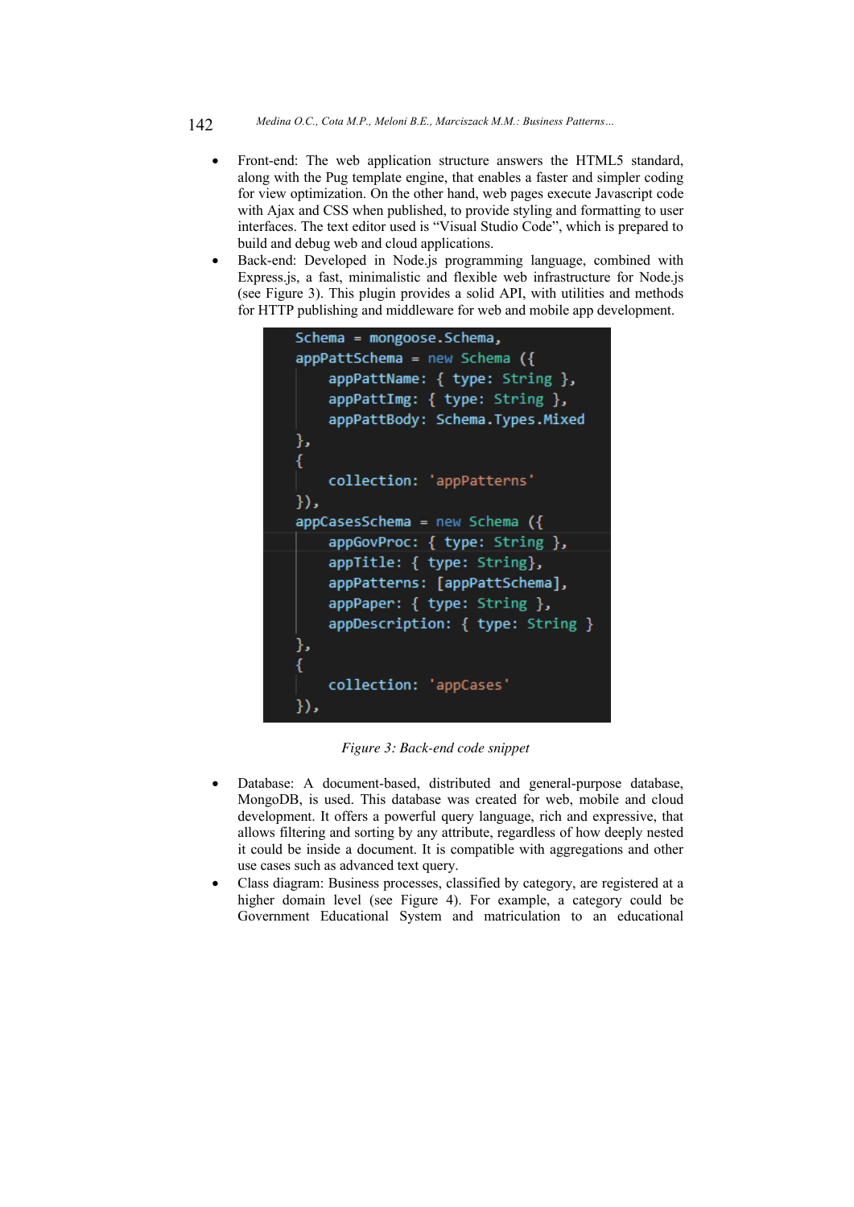- Front-end: The web application structure answers the HTML5 standard, along with the Pug template engine, that enables a faster and simpler coding for view optimization. On the other hand, web pages execute Javascript code with Ajax and CSS when published, to provide styling and formatting to user interfaces. The text editor used is "Visual Studio Code", which is prepared to build and debug web and cloud applications.
- Back-end: Developed in Node.js programming language, combined with Express.js, a fast, minimalistic and flexible web infrastructure for Node.js (see Figure 3). This plugin provides a solid API, with utilities and methods for HTTP publishing and middleware for web and mobile app development.

```
Schema = mongoose.Schema,
appPattSchema = new Schema ({
    appPattName: { type: String },
    appPattImg: { type: String },
    appPattBody: Schema.Types.Mixed
},
{
    collection: 'appPatterns'
}),
appCasesSchema = new Schema ({
    appGovProc: { type: String },
    appTitle: { type: String},
    appPatterns: [appPattSchema],
    appPaper: { type: String },
    appDescription: { type: String }
},
{
    collection: 'appCases'
}),
```

*Figure 3: Back-end code snippet*

- Database: A document-based, distributed and general-purpose database, MongoDB, is used. This database was created for web, mobile and cloud development. It offers a powerful query language, rich and expressive, that allows filtering and sorting by any attribute, regardless of how deeply nested it could be inside a document. It is compatible with aggregations and other use cases such as advanced text query.
- Class diagram: Business processes, classified by category, are registered at a higher domain level (see Figure 4). For example, a category could be Government Educational System and matriculation to an educational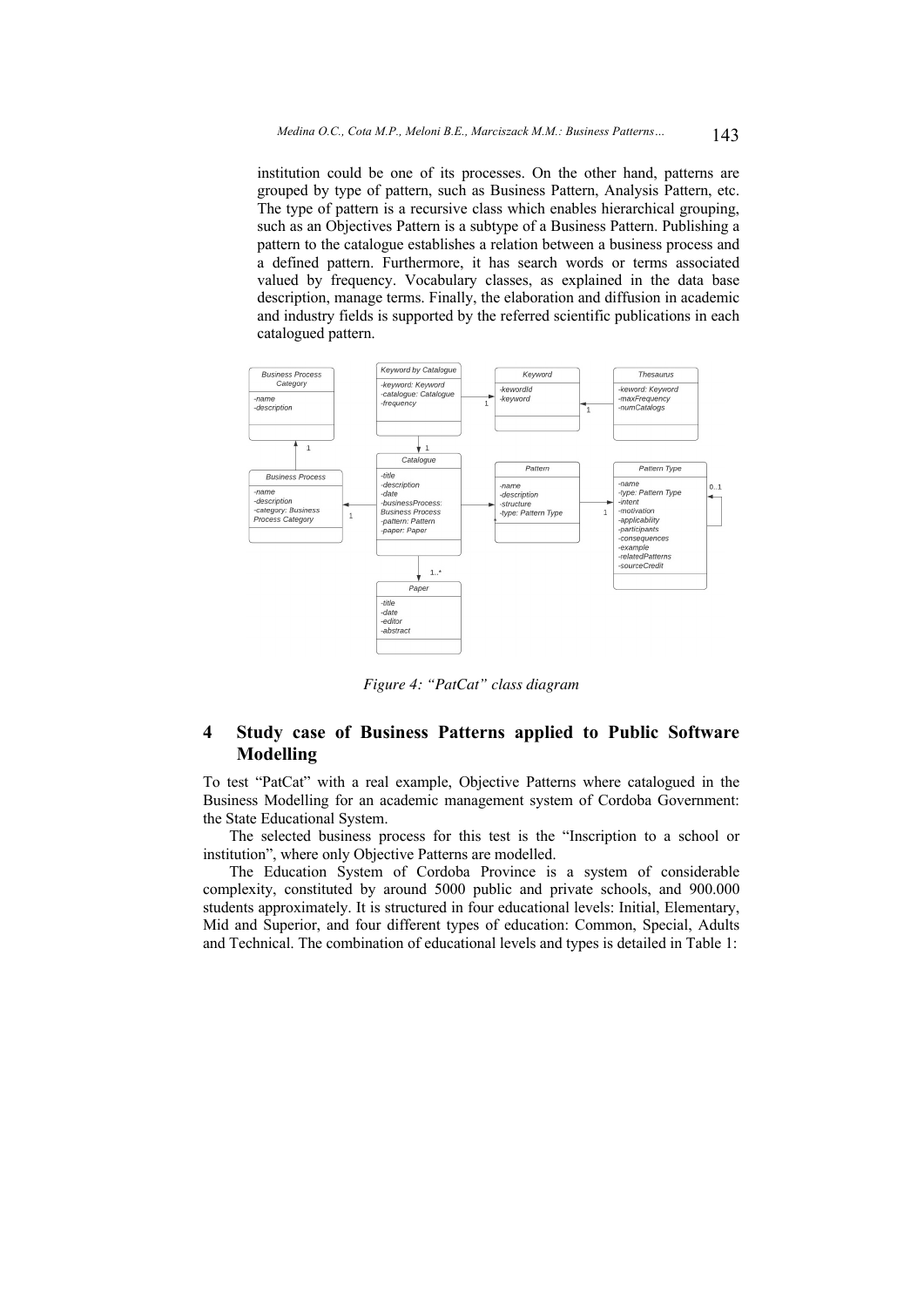institution could be one of its processes. On the other hand, patterns are grouped by type of pattern, such as Business Pattern, Analysis Pattern, etc. The type of pattern is a recursive class which enables hierarchical grouping, such as an Objectives Pattern is a subtype of a Business Pattern. Publishing a pattern to the catalogue establishes a relation between a business process and a defined pattern. Furthermore, it has search words or terms associated valued by frequency. Vocabulary classes, as explained in the data base description, manage terms. Finally, the elaboration and diffusion in academic and industry fields is supported by the referred scientific publications in each catalogued pattern.

*Figure 4: "PatCat" class diagram*

## 4 Study case of Business Patterns applied to Public Software Modelling

To test "PatCat" with a real example, Objective Patterns where catalogued in the Business Modelling for an academic management system of Cordoba Government: the State Educational System.

The selected business process for this test is the "Inscription to a school or institution", where only Objective Patterns are modelled.

The Education System of Cordoba Province is a system of considerable complexity, constituted by around 5000 public and private schools, and 900.000 students approximately. It is structured in four educational levels: Initial, Elementary, Mid and Superior, and four different types of education: Common, Special, Adults and Technical. The combination of educational levels and types is detailed in Table 1: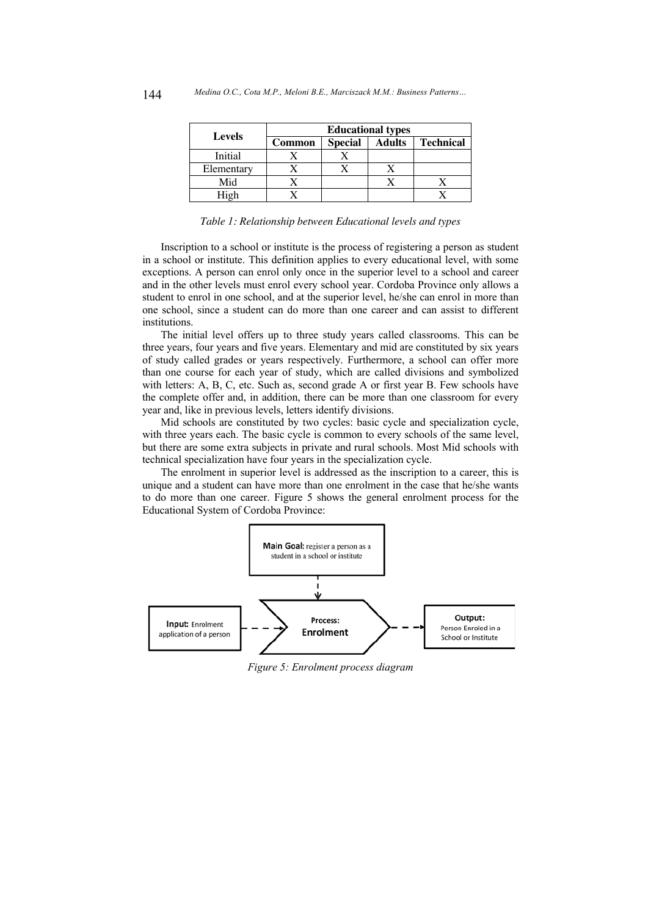| Levels | Educational types | | | |
|---|---|---|---|---|
| | **Common** | **Special** | **Adults** | **Technical** |
| Initial | X | X | | |
| Elementary | X | X | X | |
| Mid | X | | X | X |
| High | X | | | X |

*Table 1: Relationship between Educational levels and types*

Inscription to a school or institute is the process of registering a person as student in a school or institute. This definition applies to every educational level, with some exceptions. A person can enrol only once in the superior level to a school and career and in the other levels must enrol every school year. Cordoba Province only allows a student to enrol in one school, and at the superior level, he/she can enrol in more than one school, since a student can do more than one career and can assist to different institutions.

The initial level offers up to three study years called classrooms. This can be three years, four years and five years. Elementary and mid are constituted by six years of study called grades or years respectively. Furthermore, a school can offer more than one course for each year of study, which are called divisions and symbolized with letters: A, B, C, etc. Such as, second grade A or first year B. Few schools have the complete offer and, in addition, there can be more than one classroom for every year and, like in previous levels, letters identify divisions.

Mid schools are constituted by two cycles: basic cycle and specialization cycle, with three years each. The basic cycle is common to every schools of the same level, but there are some extra subjects in private and rural schools. Most Mid schools with technical specialization have four years in the specialization cycle.

The enrolment in superior level is addressed as the inscription to a career, this is unique and a student can have more than one enrolment in the case that he/she wants to do more than one career. Figure 5 shows the general enrolment process for the Educational System of Cordoba Province:

**Main Goal:** register a person as a student in a school or institute

**Input:** Enrolment application of a person

**Process: Enrolment**

**Output:** Person Enroled in a School or Institute

*Figure 5: Enrolment process diagram*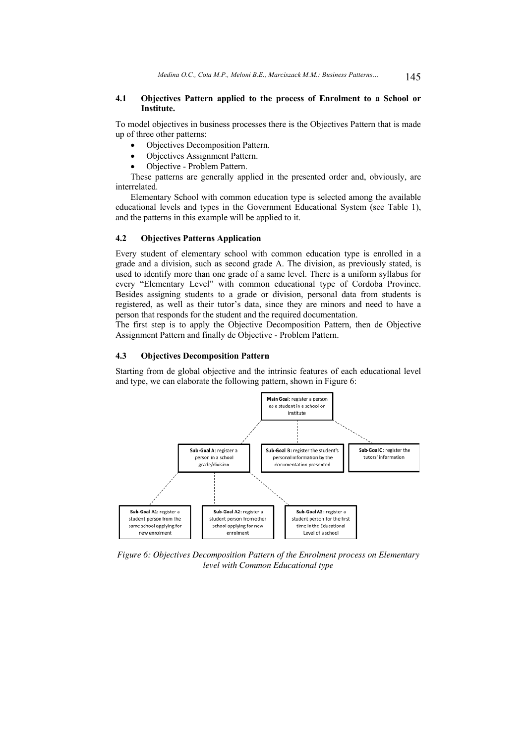### 4.1 Objectives Pattern applied to the process of Enrolment to a School or Institute.

To model objectives in business processes there is the Objectives Pattern that is made up of three other patterns:

- Objectives Decomposition Pattern.
- Objectives Assignment Pattern.
- Objective - Problem Pattern.

These patterns are generally applied in the presented order and, obviously, are interrelated.

Elementary School with common education type is selected among the available educational levels and types in the Government Educational System (see Table 1), and the patterns in this example will be applied to it.

### 4.2 Objectives Patterns Application

Every student of elementary school with common education type is enrolled in a grade and a division, such as second grade A. The division, as previously stated, is used to identify more than one grade of a same level. There is a uniform syllabus for every "Elementary Level" with common educational type of Cordoba Province. Besides assigning students to a grade or division, personal data from students is registered, as well as their tutor's data, since they are minors and need to have a person that responds for the student and the required documentation.

The first step is to apply the Objective Decomposition Pattern, then de Objective Assignment Pattern and finally de Objective - Problem Pattern.

### 4.3 Objectives Decomposition Pattern

Starting from de global objective and the intrinsic features of each educational level and type, we can elaborate the following pattern, shown in Figure 6:

**Main Goal**: register a person as a student in a school or institute

**Sub-Goal A**: register a person in a school grade/division

**Sub-Goal B**: register the student's personal information by the documentation presented

**Sub-Goal C**: register the tutors' information

**Sub-Goal A1**: register a student person from the same school applying for new enrolment

**Sub-Goal A2**: register a student person from other school applying for new enrolment

**Sub-Goal A3**: register a student person for the first time in the Educational Level of a school

*Figure 6: Objectives Decomposition Pattern of the Enrolment process on Elementary level with Common Educational type*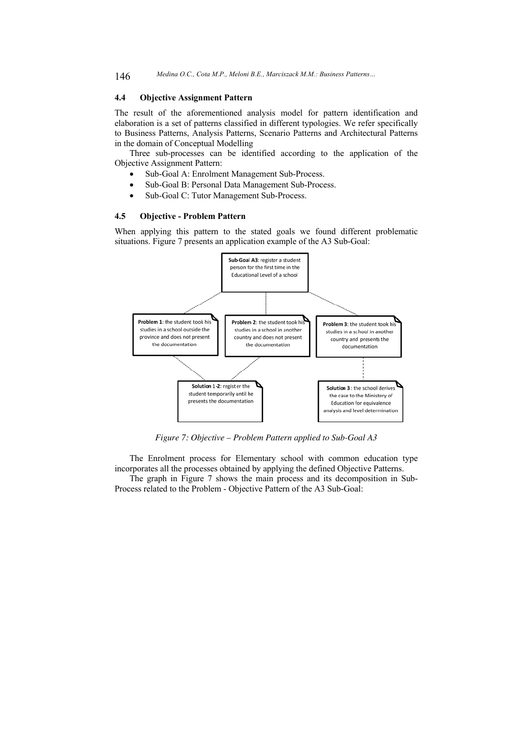### 4.4 Objective Assignment Pattern

The result of the aforementioned analysis model for pattern identification and elaboration is a set of patterns classified in different typologies. We refer specifically to Business Patterns, Analysis Patterns, Scenario Patterns and Architectural Patterns in the domain of Conceptual Modelling

Three sub-processes can be identified according to the application of the Objective Assignment Pattern:

- Sub-Goal A: Enrolment Management Sub-Process.
- Sub-Goal B: Personal Data Management Sub-Process.
- Sub-Goal C: Tutor Management Sub-Process.

### 4.5 Objective - Problem Pattern

When applying this pattern to the stated goals we found different problematic situations. Figure 7 presents an application example of the A3 Sub-Goal:

**Sub-Goal A3**: register a student person for the first time in the Educational Level of a school

**Problem 1**: the student took his studies in a school outside the province and does not present the documentation

**Problem 2**: the student took his studies in a school in another country and does not present the documentation

**Problem 3**: the student took his studies in a school in another country and presents the documentation

**Solution 1-2**: register the student temporarily until he presents the documentation

**Solution 3**: the school derives the case to the Ministery of Education for equivalence analysis and level determination

*Figure 7: Objective – Problem Pattern applied to Sub-Goal A3*

The Enrolment process for Elementary school with common education type incorporates all the processes obtained by applying the defined Objective Patterns.

The graph in Figure 7 shows the main process and its decomposition in Sub-Process related to the Problem - Objective Pattern of the A3 Sub-Goal: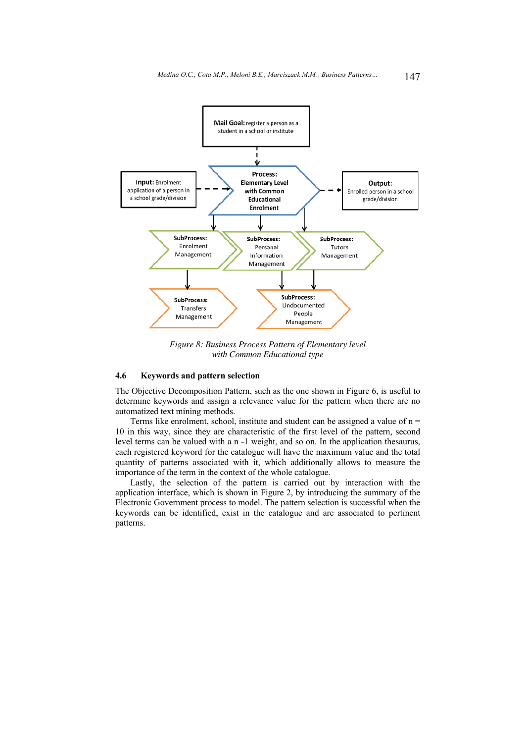Mail Goal: register a person as a student in a school or institute

Input: Enrolment application of a person in a school grade/division

Process: Elementary Level with Common Educational Enrolment

Output: Enrolled person in a school grade/division

SubProcess: Enrolment Management

SubProcess: Personal Information Management

SubProcess: Tutors Management

SubProcess: Transfers Management

SubProcess: Undocumented People Management

*Figure 8: Business Process Pattern of Elementary level with Common Educational type*

### 4.6 Keywords and pattern selection

The Objective Decomposition Pattern, such as the one shown in Figure 6, is useful to determine keywords and assign a relevance value for the pattern when there are no automatized text mining methods.

Terms like enrolment, school, institute and student can be assigned a value of n = 10 in this way, since they are characteristic of the first level of the pattern, second level terms can be valued with a n -1 weight, and so on. In the application thesaurus, each registered keyword for the catalogue will have the maximum value and the total quantity of patterns associated with it, which additionally allows to measure the importance of the term in the context of the whole catalogue.

Lastly, the selection of the pattern is carried out by interaction with the application interface, which is shown in Figure 2, by introducing the summary of the Electronic Government process to model. The pattern selection is successful when the keywords can be identified, exist in the catalogue and are associated to pertinent patterns.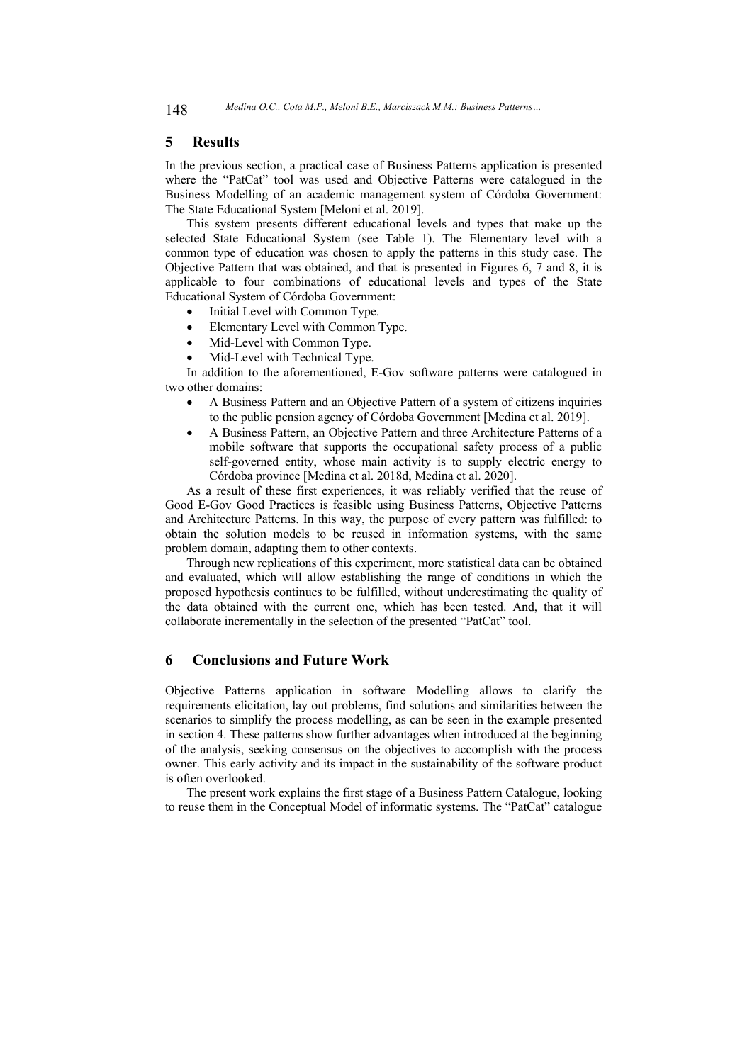## 5 Results

In the previous section, a practical case of Business Patterns application is presented where the "PatCat" tool was used and Objective Patterns were catalogued in the Business Modelling of an academic management system of Córdoba Government: The State Educational System [Meloni et al. 2019].

This system presents different educational levels and types that make up the selected State Educational System (see Table 1). The Elementary level with a common type of education was chosen to apply the patterns in this study case. The Objective Pattern that was obtained, and that is presented in Figures 6, 7 and 8, it is applicable to four combinations of educational levels and types of the State Educational System of Córdoba Government:

- Initial Level with Common Type.
- Elementary Level with Common Type.
- Mid-Level with Common Type.
- Mid-Level with Technical Type.

In addition to the aforementioned, E-Gov software patterns were catalogued in two other domains:

- A Business Pattern and an Objective Pattern of a system of citizens inquiries to the public pension agency of Córdoba Government [Medina et al. 2019].
- A Business Pattern, an Objective Pattern and three Architecture Patterns of a mobile software that supports the occupational safety process of a public self-governed entity, whose main activity is to supply electric energy to Córdoba province [Medina et al. 2018d, Medina et al. 2020].

As a result of these first experiences, it was reliably verified that the reuse of Good E-Gov Good Practices is feasible using Business Patterns, Objective Patterns and Architecture Patterns. In this way, the purpose of every pattern was fulfilled: to obtain the solution models to be reused in information systems, with the same problem domain, adapting them to other contexts.

Through new replications of this experiment, more statistical data can be obtained and evaluated, which will allow establishing the range of conditions in which the proposed hypothesis continues to be fulfilled, without underestimating the quality of the data obtained with the current one, which has been tested. And, that it will collaborate incrementally in the selection of the presented "PatCat" tool.

## 6 Conclusions and Future Work

Objective Patterns application in software Modelling allows to clarify the requirements elicitation, lay out problems, find solutions and similarities between the scenarios to simplify the process modelling, as can be seen in the example presented in section 4. These patterns show further advantages when introduced at the beginning of the analysis, seeking consensus on the objectives to accomplish with the process owner. This early activity and its impact in the sustainability of the software product is often overlooked.

The present work explains the first stage of a Business Pattern Catalogue, looking to reuse them in the Conceptual Model of informatic systems. The "PatCat" catalogue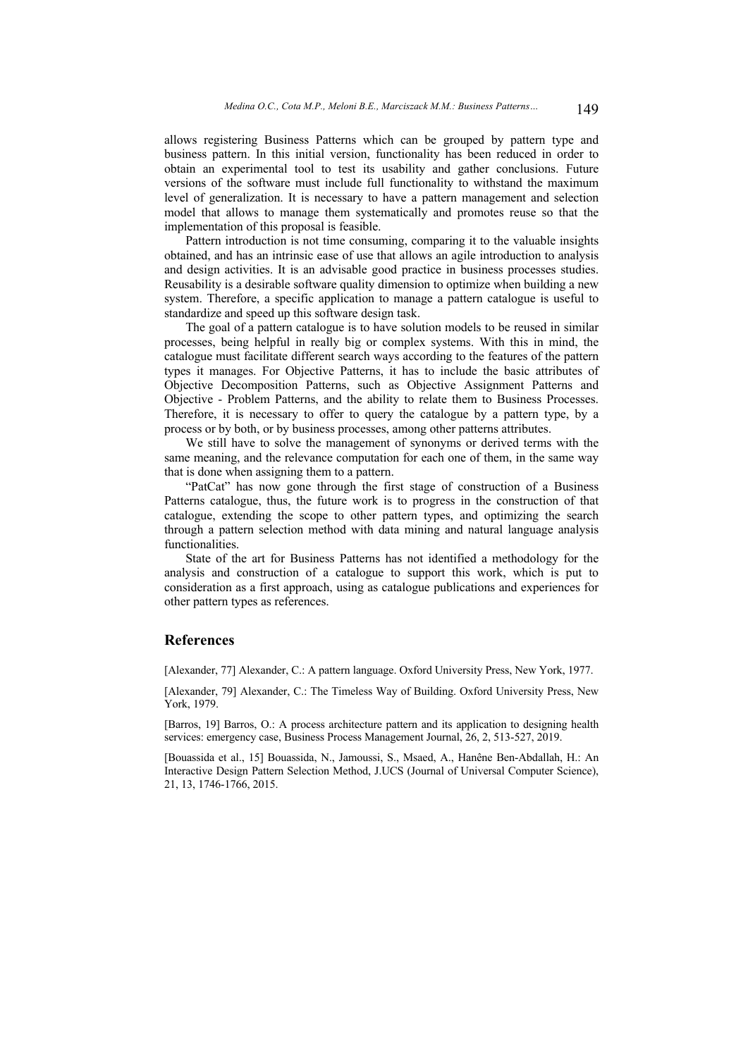allows registering Business Patterns which can be grouped by pattern type and business pattern. In this initial version, functionality has been reduced in order to obtain an experimental tool to test its usability and gather conclusions. Future versions of the software must include full functionality to withstand the maximum level of generalization. It is necessary to have a pattern management and selection model that allows to manage them systematically and promotes reuse so that the implementation of this proposal is feasible.

Pattern introduction is not time consuming, comparing it to the valuable insights obtained, and has an intrinsic ease of use that allows an agile introduction to analysis and design activities. It is an advisable good practice in business processes studies. Reusability is a desirable software quality dimension to optimize when building a new system. Therefore, a specific application to manage a pattern catalogue is useful to standardize and speed up this software design task.

The goal of a pattern catalogue is to have solution models to be reused in similar processes, being helpful in really big or complex systems. With this in mind, the catalogue must facilitate different search ways according to the features of the pattern types it manages. For Objective Patterns, it has to include the basic attributes of Objective Decomposition Patterns, such as Objective Assignment Patterns and Objective - Problem Patterns, and the ability to relate them to Business Processes. Therefore, it is necessary to offer to query the catalogue by a pattern type, by a process or by both, or by business processes, among other patterns attributes.

We still have to solve the management of synonyms or derived terms with the same meaning, and the relevance computation for each one of them, in the same way that is done when assigning them to a pattern.

"PatCat" has now gone through the first stage of construction of a Business Patterns catalogue, thus, the future work is to progress in the construction of that catalogue, extending the scope to other pattern types, and optimizing the search through a pattern selection method with data mining and natural language analysis functionalities.

State of the art for Business Patterns has not identified a methodology for the analysis and construction of a catalogue to support this work, which is put to consideration as a first approach, using as catalogue publications and experiences for other pattern types as references.

## References

[Alexander, 77] Alexander, C.: A pattern language. Oxford University Press, New York, 1977.

[Alexander, 79] Alexander, C.: The Timeless Way of Building. Oxford University Press, New York, 1979.

[Barros, 19] Barros, O.: A process architecture pattern and its application to designing health services: emergency case, Business Process Management Journal, 26, 2, 513-527, 2019.

[Bouassida et al., 15] Bouassida, N., Jamoussi, S., Msaed, A., Hanêne Ben-Abdallah, H.: An Interactive Design Pattern Selection Method, J.UCS (Journal of Universal Computer Science), 21, 13, 1746-1766, 2015.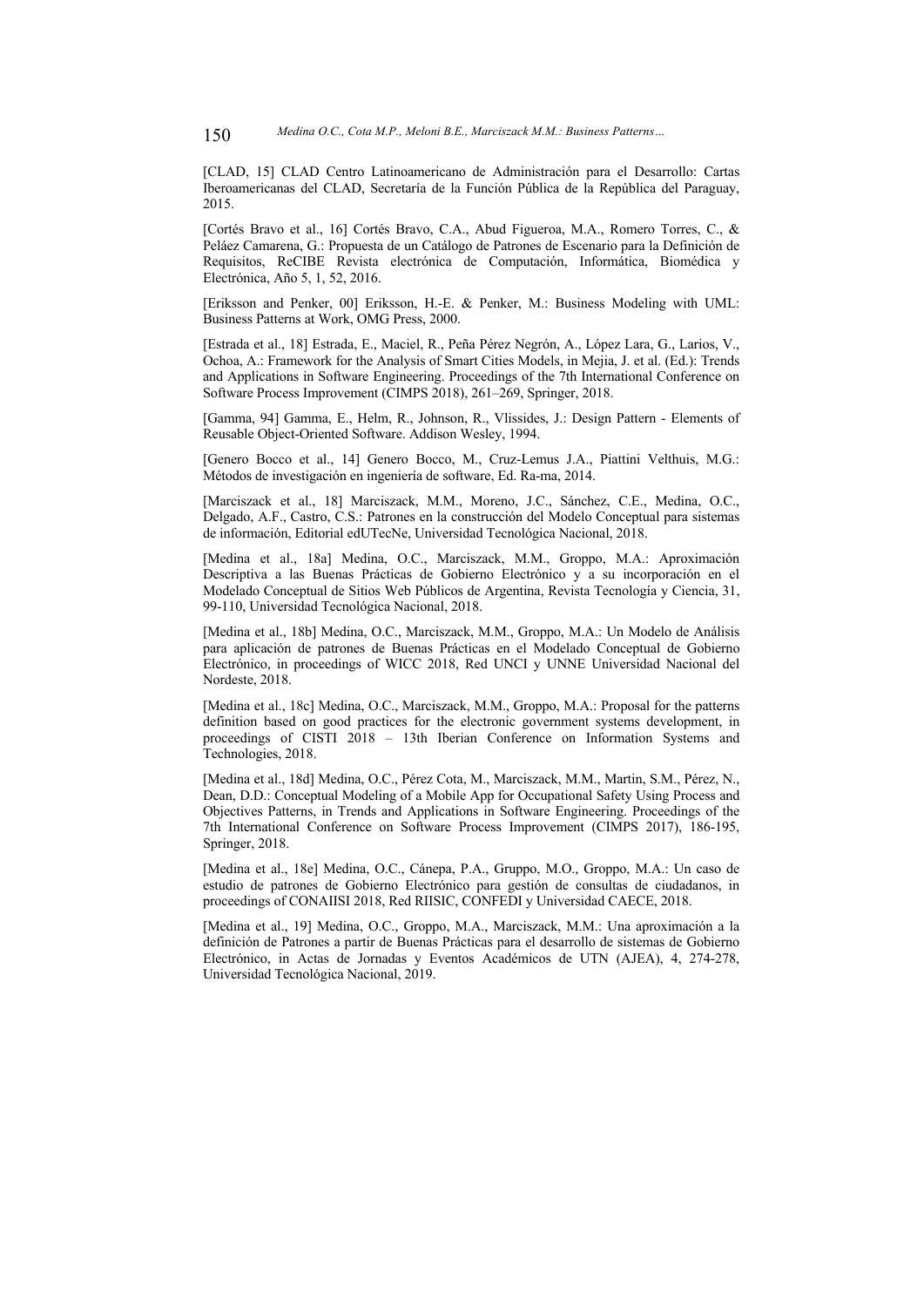[CLAD, 15] CLAD Centro Latinoamericano de Administración para el Desarrollo: Cartas Iberoamericanas del CLAD, Secretaría de la Función Pública de la República del Paraguay, 2015.

[Cortés Bravo et al., 16] Cortés Bravo, C.A., Abud Figueroa, M.A., Romero Torres, C., & Peláez Camarena, G.: Propuesta de un Catálogo de Patrones de Escenario para la Definición de Requisitos, ReCIBE Revista electrónica de Computación, Informática, Biomédica y Electrónica, Año 5, 1, 52, 2016.

[Eriksson and Penker, 00] Eriksson, H.-E. & Penker, M.: Business Modeling with UML: Business Patterns at Work, OMG Press, 2000.

[Estrada et al., 18] Estrada, E., Maciel, R., Peña Pérez Negrón, A., López Lara, G., Larios, V., Ochoa, A.: Framework for the Analysis of Smart Cities Models, in Mejia, J. et al. (Ed.): Trends and Applications in Software Engineering. Proceedings of the 7th International Conference on Software Process Improvement (CIMPS 2018), 261–269, Springer, 2018.

[Gamma, 94] Gamma, E., Helm, R., Johnson, R., Vlissides, J.: Design Pattern - Elements of Reusable Object-Oriented Software. Addison Wesley, 1994.

[Genero Bocco et al., 14] Genero Bocco, M., Cruz-Lemus J.A., Piattini Velthuis, M.G.: Métodos de investigación en ingeniería de software, Ed. Ra-ma, 2014.

[Marciszack et al., 18] Marciszack, M.M., Moreno, J.C., Sánchez, C.E., Medina, O.C., Delgado, A.F., Castro, C.S.: Patrones en la construcción del Modelo Conceptual para sistemas de información, Editorial edUTecNe, Universidad Tecnológica Nacional, 2018.

[Medina et al., 18a] Medina, O.C., Marciszack, M.M., Groppo, M.A.: Aproximación Descriptiva a las Buenas Prácticas de Gobierno Electrónico y a su incorporación en el Modelado Conceptual de Sitios Web Públicos de Argentina, Revista Tecnología y Ciencia, 31, 99-110, Universidad Tecnológica Nacional, 2018.

[Medina et al., 18b] Medina, O.C., Marciszack, M.M., Groppo, M.A.: Un Modelo de Análisis para aplicación de patrones de Buenas Prácticas en el Modelado Conceptual de Gobierno Electrónico, in proceedings of WICC 2018, Red UNCI y UNNE Universidad Nacional del Nordeste, 2018.

[Medina et al., 18c] Medina, O.C., Marciszack, M.M., Groppo, M.A.: Proposal for the patterns definition based on good practices for the electronic government systems development, in proceedings of CISTI 2018 – 13th Iberian Conference on Information Systems and Technologies, 2018.

[Medina et al., 18d] Medina, O.C., Pérez Cota, M., Marciszack, M.M., Martin, S.M., Pérez, N., Dean, D.D.: Conceptual Modeling of a Mobile App for Occupational Safety Using Process and Objectives Patterns, in Trends and Applications in Software Engineering. Proceedings of the 7th International Conference on Software Process Improvement (CIMPS 2017), 186-195, Springer, 2018.

[Medina et al., 18e] Medina, O.C., Cánepa, P.A., Gruppo, M.O., Groppo, M.A.: Un caso de estudio de patrones de Gobierno Electrónico para gestión de consultas de ciudadanos, in proceedings of CONAIISI 2018, Red RIISIC, CONFEDI y Universidad CAECE, 2018.

[Medina et al., 19] Medina, O.C., Groppo, M.A., Marciszack, M.M.: Una aproximación a la definición de Patrones a partir de Buenas Prácticas para el desarrollo de sistemas de Gobierno Electrónico, in Actas de Jornadas y Eventos Académicos de UTN (AJEA), 4, 274-278, Universidad Tecnológica Nacional, 2019.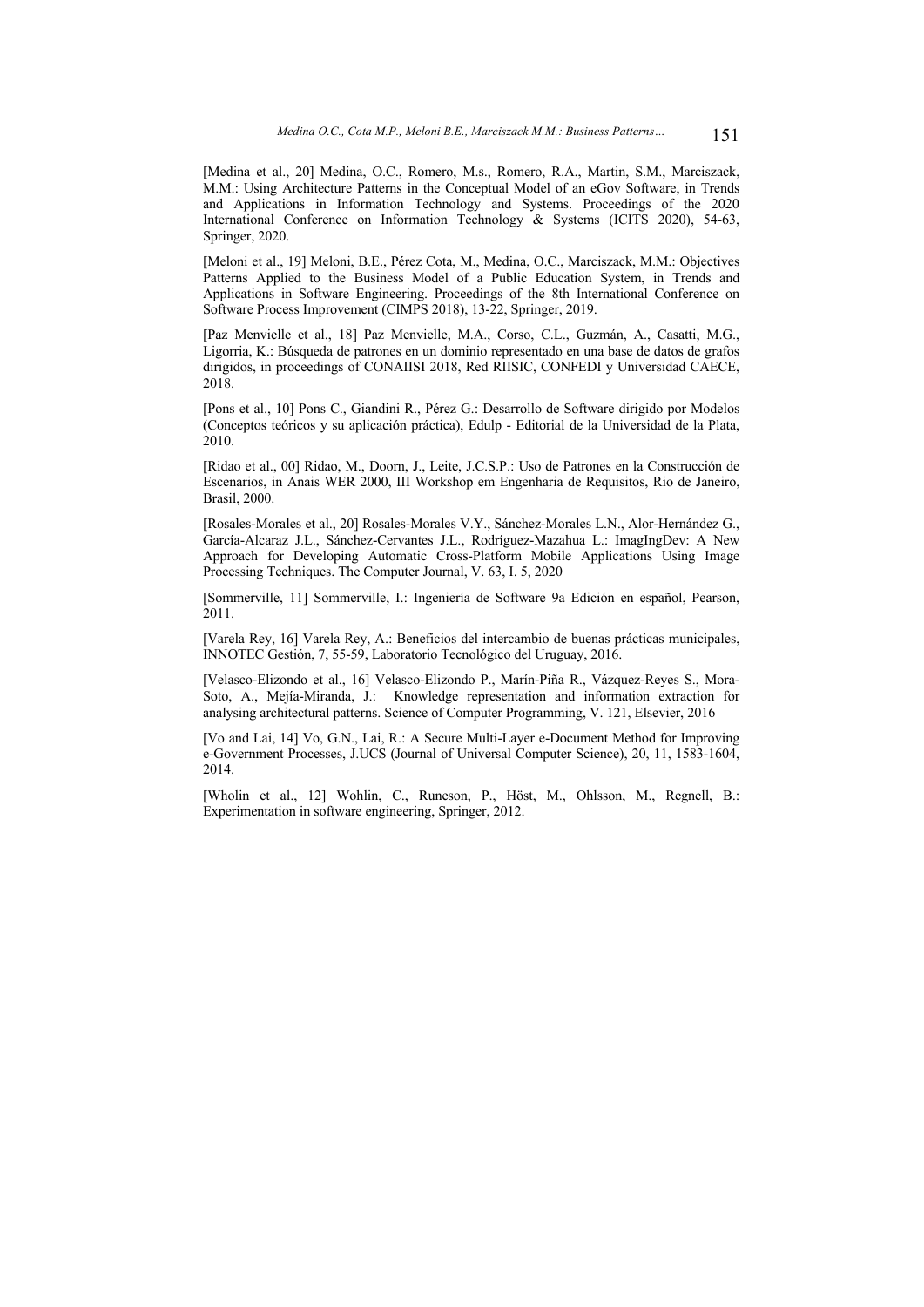[Medina et al., 20] Medina, O.C., Romero, M.s., Romero, R.A., Martin, S.M., Marciszack, M.M.: Using Architecture Patterns in the Conceptual Model of an eGov Software, in Trends and Applications in Information Technology and Systems. Proceedings of the 2020 International Conference on Information Technology & Systems (ICITS 2020), 54-63, Springer, 2020.

[Meloni et al., 19] Meloni, B.E., Pérez Cota, M., Medina, O.C., Marciszack, M.M.: Objectives Patterns Applied to the Business Model of a Public Education System, in Trends and Applications in Software Engineering. Proceedings of the 8th International Conference on Software Process Improvement (CIMPS 2018), 13-22, Springer, 2019.

[Paz Menvielle et al., 18] Paz Menvielle, M.A., Corso, C.L., Guzmán, A., Casatti, M.G., Ligorria, K.: Búsqueda de patrones en un dominio representado en una base de datos de grafos dirigidos, in proceedings of CONAIISI 2018, Red RIISIC, CONFEDI y Universidad CAECE, 2018.

[Pons et al., 10] Pons C., Giandini R., Pérez G.: Desarrollo de Software dirigido por Modelos (Conceptos teóricos y su aplicación práctica), Edulp - Editorial de la Universidad de la Plata, 2010.

[Ridao et al., 00] Ridao, M., Doorn, J., Leite, J.C.S.P.: Uso de Patrones en la Construcción de Escenarios, in Anais WER 2000, III Workshop em Engenharia de Requisitos, Rio de Janeiro, Brasil, 2000.

[Rosales-Morales et al., 20] Rosales-Morales V.Y., Sánchez-Morales L.N., Alor-Hernández G., García-Alcaraz J.L., Sánchez-Cervantes J.L., Rodríguez-Mazahua L.: ImagIngDev: A New Approach for Developing Automatic Cross-Platform Mobile Applications Using Image Processing Techniques. The Computer Journal, V. 63, I. 5, 2020

[Sommerville, 11] Sommerville, I.: Ingeniería de Software 9a Edición en español, Pearson, 2011.

[Varela Rey, 16] Varela Rey, A.: Beneficios del intercambio de buenas prácticas municipales, INNOTEC Gestión, 7, 55-59, Laboratorio Tecnológico del Uruguay, 2016.

[Velasco-Elizondo et al., 16] Velasco-Elizondo P., Marín-Piña R., Vázquez-Reyes S., Mora-Soto, A., Mejía-Miranda, J.: Knowledge representation and information extraction for analysing architectural patterns. Science of Computer Programming, V. 121, Elsevier, 2016

[Vo and Lai, 14] Vo, G.N., Lai, R.: A Secure Multi-Layer e-Document Method for Improving e-Government Processes, J.UCS (Journal of Universal Computer Science), 20, 11, 1583-1604, 2014.

[Wholin et al., 12] Wohlin, C., Runeson, P., Höst, M., Ohlsson, M., Regnell, B.: Experimentation in software engineering, Springer, 2012.